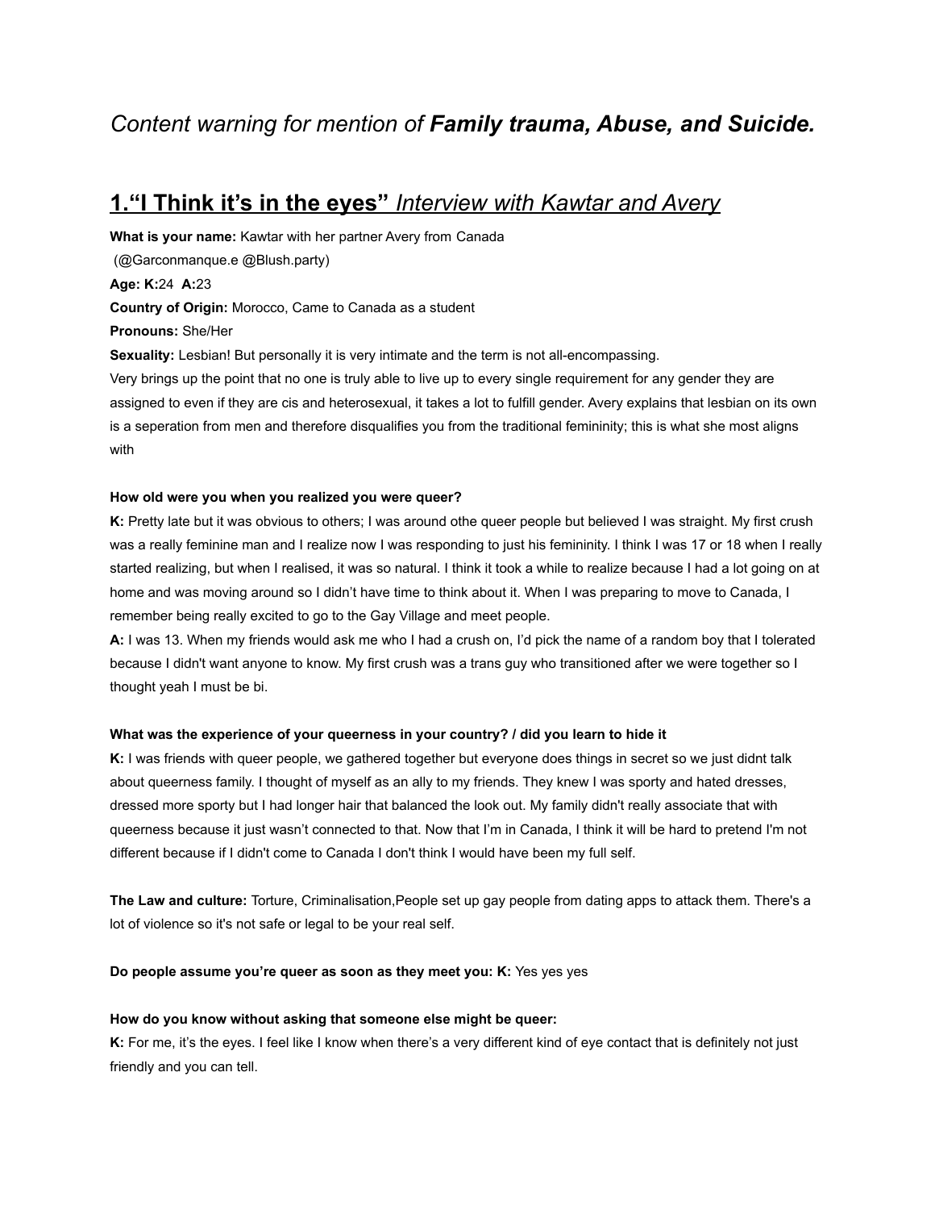*Content warning for mention of* ***Family trauma, Abuse, and Suicide.***

## 1.“I Think it’s in the eyes” *Interview with Kawtar and Avery*

**What is your name:** Kawtar with her partner Avery from Canada
(@Garconmanque.e @Blush.party)

**Age: K:**24 **A:**23

**Country of Origin:** Morocco, Came to Canada as a student

**Pronouns:** She/Her

**Sexuality:** Lesbian! But personally it is very intimate and the term is not all-encompassing.
Very brings up the point that no one is truly able to live up to every single requirement for any gender they are assigned to even if they are cis and heterosexual, it takes a lot to fulfill gender. Avery explains that lesbian on its own is a seperation from men and therefore disqualifies you from the traditional femininity; this is what she most aligns with

**How old were you when you realized you were queer?**

**K:** Pretty late but it was obvious to others; I was around othe queer people but believed I was straight. My first crush was a really feminine man and I realize now I was responding to just his femininity. I think I was 17 or 18 when I really started realizing, but when I realised, it was so natural. I think it took a while to realize because I had a lot going on at home and was moving around so I didn’t have time to think about it. When I was preparing to move to Canada, I remember being really excited to go to the Gay Village and meet people.

**A:** I was 13. When my friends would ask me who I had a crush on, I’d pick the name of a random boy that I tolerated because I didn't want anyone to know. My first crush was a trans guy who transitioned after we were together so I thought yeah I must be bi.

**What was the experience of your queerness in your country? / did you learn to hide it**

**K:** I was friends with queer people, we gathered together but everyone does things in secret so we just didnt talk about queerness family. I thought of myself as an ally to my friends. They knew I was sporty and hated dresses, dressed more sporty but I had longer hair that balanced the look out. My family didn't really associate that with queerness because it just wasn’t connected to that. Now that I’m in Canada, I think it will be hard to pretend I'm not different because if I didn't come to Canada I don't think I would have been my full self.

**The Law and culture:** Torture, Criminalisation,People set up gay people from dating apps to attack them. There's a lot of violence so it's not safe or legal to be your real self.

**Do people assume you’re queer as soon as they meet you: K:** Yes yes yes

**How do you know without asking that someone else might be queer:**

**K:** For me, it’s the eyes. I feel like I know when there’s a very different kind of eye contact that is definitely not just friendly and you can tell.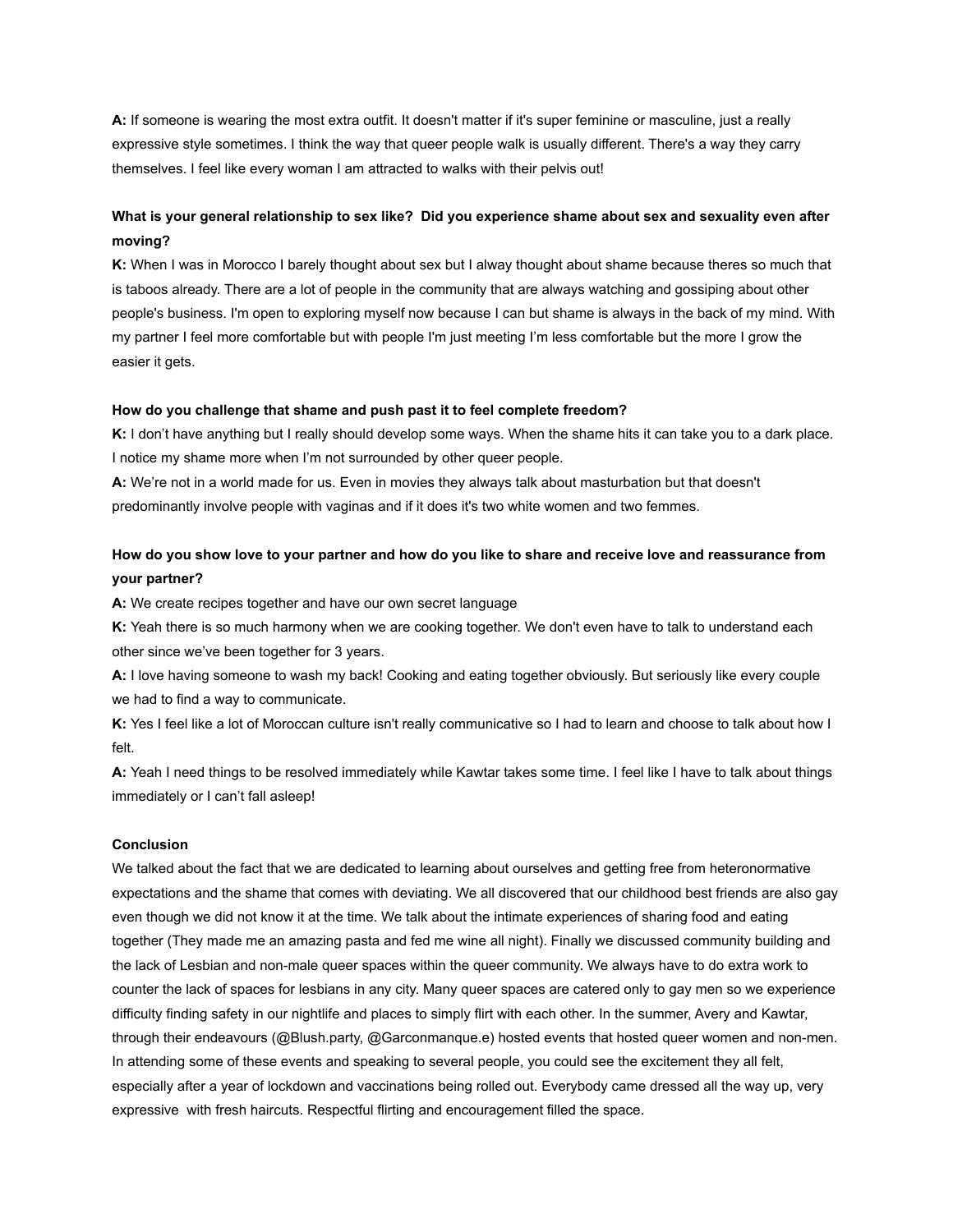**A:** If someone is wearing the most extra outfit. It doesn't matter if it's super feminine or masculine, just a really expressive style sometimes. I think the way that queer people walk is usually different. There's a way they carry themselves. I feel like every woman I am attracted to walks with their pelvis out!

**What is your general relationship to sex like? Did you experience shame about sex and sexuality even after moving?**

**K:** When I was in Morocco I barely thought about sex but I alway thought about shame because theres so much that is taboos already. There are a lot of people in the community that are always watching and gossiping about other people's business. I'm open to exploring myself now because I can but shame is always in the back of my mind. With my partner I feel more comfortable but with people I'm just meeting I'm less comfortable but the more I grow the easier it gets.

**How do you challenge that shame and push past it to feel complete freedom?**

**K:** I don't have anything but I really should develop some ways. When the shame hits it can take you to a dark place. I notice my shame more when I'm not surrounded by other queer people.

**A:** We're not in a world made for us. Even in movies they always talk about masturbation but that doesn't predominantly involve people with vaginas and if it does it's two white women and two femmes.

**How do you show love to your partner and how do you like to share and receive love and reassurance from your partner?**

**A:** We create recipes together and have our own secret language

**K:** Yeah there is so much harmony when we are cooking together. We don't even have to talk to understand each other since we've been together for 3 years.

**A:** I love having someone to wash my back! Cooking and eating together obviously. But seriously like every couple we had to find a way to communicate.

**K:** Yes I feel like a lot of Moroccan culture isn't really communicative so I had to learn and choose to talk about how I felt.

**A:** Yeah I need things to be resolved immediately while Kawtar takes some time. I feel like I have to talk about things immediately or I can't fall asleep!

**Conclusion**

We talked about the fact that we are dedicated to learning about ourselves and getting free from heteronormative expectations and the shame that comes with deviating. We all discovered that our childhood best friends are also gay even though we did not know it at the time. We talk about the intimate experiences of sharing food and eating together (They made me an amazing pasta and fed me wine all night). Finally we discussed community building and the lack of Lesbian and non-male queer spaces within the queer community. We always have to do extra work to counter the lack of spaces for lesbians in any city. Many queer spaces are catered only to gay men so we experience difficulty finding safety in our nightlife and places to simply flirt with each other. In the summer, Avery and Kawtar, through their endeavours (@Blush.party, @Garconmanque.e) hosted events that hosted queer women and non-men. In attending some of these events and speaking to several people, you could see the excitement they all felt, especially after a year of lockdown and vaccinations being rolled out. Everybody came dressed all the way up, very expressive with fresh haircuts. Respectful flirting and encouragement filled the space.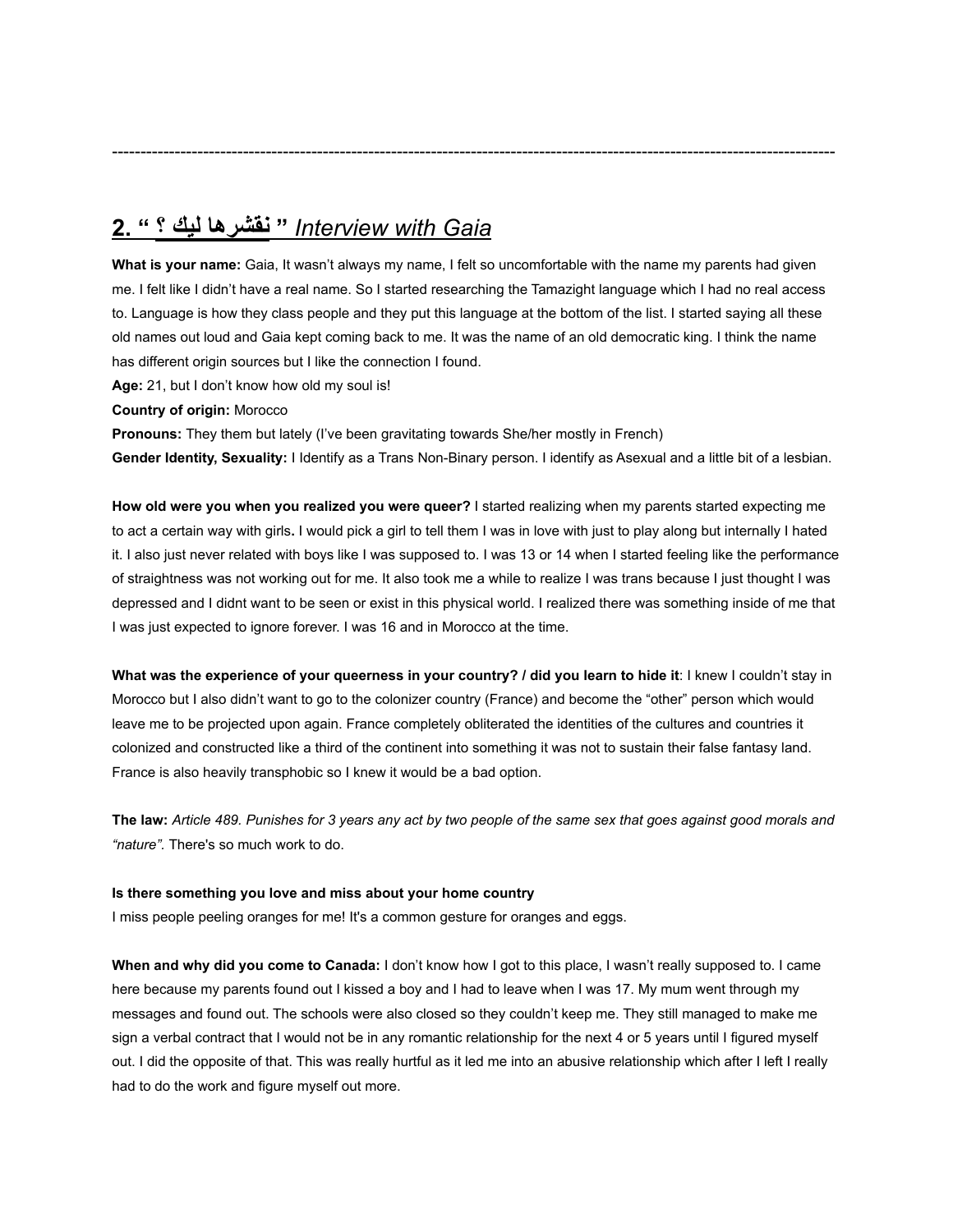---

## 2. " نقشرها ليك ؟ " *Interview with Gaia*

**What is your name:** Gaia, It wasn't always my name, I felt so uncomfortable with the name my parents had given me. I felt like I didn't have a real name. So I started researching the Tamazight language which I had no real access to. Language is how they class people and they put this language at the bottom of the list. I started saying all these old names out loud and Gaia kept coming back to me. It was the name of an old democratic king. I think the name has different origin sources but I like the connection I found.

**Age:** 21, but I don't know how old my soul is!

**Country of origin:** Morocco

**Pronouns:** They them but lately (I've been gravitating towards She/her mostly in French)

**Gender Identity, Sexuality:** I Identify as a Trans Non-Binary person. I identify as Asexual and a little bit of a lesbian.

**How old were you when you realized you were queer?** I started realizing when my parents started expecting me to act a certain way with girls**.** I would pick a girl to tell them I was in love with just to play along but internally I hated it. I also just never related with boys like I was supposed to. I was 13 or 14 when I started feeling like the performance of straightness was not working out for me. It also took me a while to realize I was trans because I just thought I was depressed and I didnt want to be seen or exist in this physical world. I realized there was something inside of me that I was just expected to ignore forever. I was 16 and in Morocco at the time.

**What was the experience of your queerness in your country? / did you learn to hide it**: I knew I couldn't stay in Morocco but I also didn't want to go to the colonizer country (France) and become the "other" person which would leave me to be projected upon again. France completely obliterated the identities of the cultures and countries it colonized and constructed like a third of the continent into something it was not to sustain their false fantasy land. France is also heavily transphobic so I knew it would be a bad option.

**The law:** *Article 489. Punishes for 3 years any act by two people of the same sex that goes against good morals and "nature".* There's so much work to do.

**Is there something you love and miss about your home country**

I miss people peeling oranges for me! It's a common gesture for oranges and eggs.

**When and why did you come to Canada:** I don't know how I got to this place, I wasn't really supposed to. I came here because my parents found out I kissed a boy and I had to leave when I was 17. My mum went through my messages and found out. The schools were also closed so they couldn't keep me. They still managed to make me sign a verbal contract that I would not be in any romantic relationship for the next 4 or 5 years until I figured myself out. I did the opposite of that. This was really hurtful as it led me into an abusive relationship which after I left I really had to do the work and figure myself out more.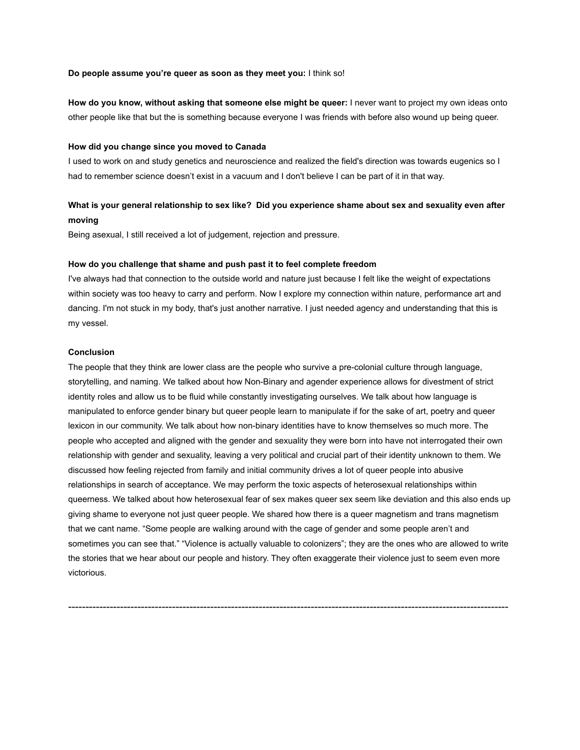**Do people assume you're queer as soon as they meet you:** I think so!

**How do you know, without asking that someone else might be queer:** I never want to project my own ideas onto other people like that but the is something because everyone I was friends with before also wound up being queer.

**How did you change since you moved to Canada**

I used to work on and study genetics and neuroscience and realized the field's direction was towards eugenics so I had to remember science doesn't exist in a vacuum and I don't believe I can be part of it in that way.

**What is your general relationship to sex like? Did you experience shame about sex and sexuality even after moving**

Being asexual, I still received a lot of judgement, rejection and pressure.

**How do you challenge that shame and push past it to feel complete freedom**

I've always had that connection to the outside world and nature just because I felt like the weight of expectations within society was too heavy to carry and perform. Now I explore my connection within nature, performance art and dancing. I'm not stuck in my body, that's just another narrative. I just needed agency and understanding that this is my vessel.

**Conclusion**

The people that they think are lower class are the people who survive a pre-colonial culture through language, storytelling, and naming. We talked about how Non-Binary and agender experience allows for divestment of strict identity roles and allow us to be fluid while constantly investigating ourselves. We talk about how language is manipulated to enforce gender binary but queer people learn to manipulate if for the sake of art, poetry and queer lexicon in our community. We talk about how non-binary identities have to know themselves so much more. The people who accepted and aligned with the gender and sexuality they were born into have not interrogated their own relationship with gender and sexuality, leaving a very political and crucial part of their identity unknown to them. We discussed how feeling rejected from family and initial community drives a lot of queer people into abusive relationships in search of acceptance. We may perform the toxic aspects of heterosexual relationships within queerness. We talked about how heterosexual fear of sex makes queer sex seem like deviation and this also ends up giving shame to everyone not just queer people. We shared how there is a queer magnetism and trans magnetism that we cant name. "Some people are walking around with the cage of gender and some people aren't and sometimes you can see that." "Violence is actually valuable to colonizers"; they are the ones who are allowed to write the stories that we hear about our people and history. They often exaggerate their violence just to seem even more victorious.

---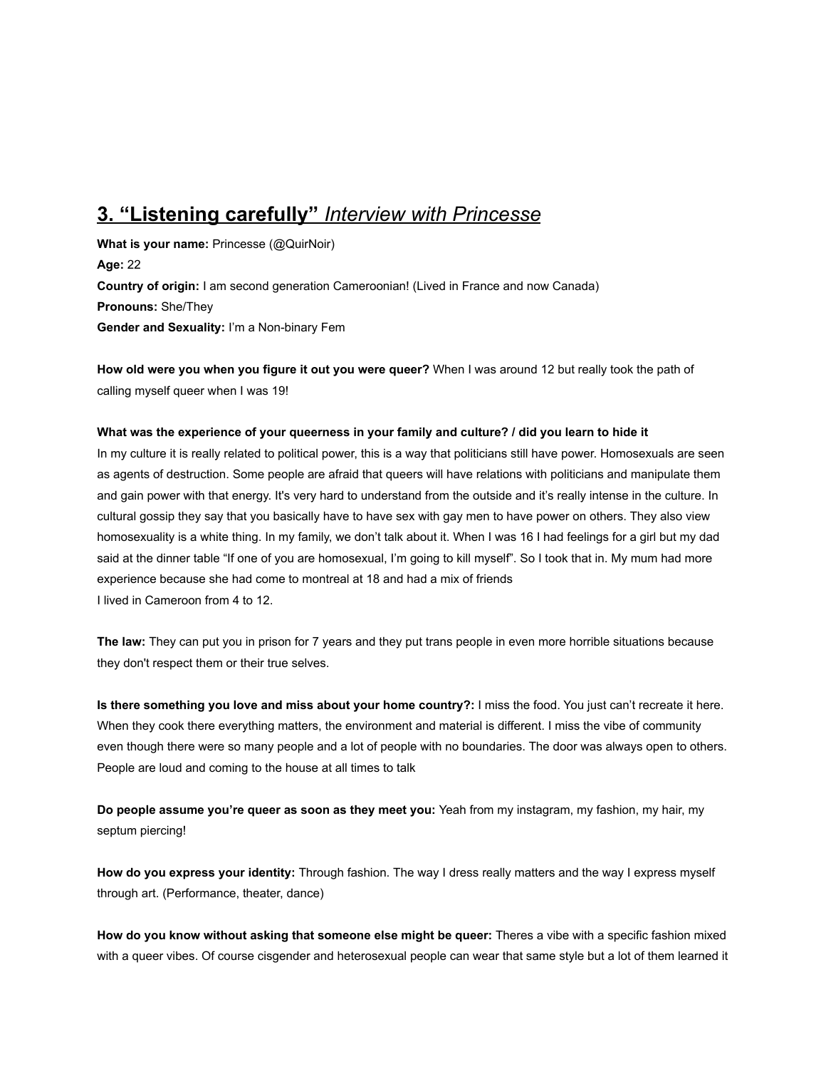## 3. **“Listening carefully”** *Interview with Princesse*

**What is your name:** Princesse (@QuirNoir)

**Age:** 22

**Country of origin:** I am second generation Cameroonian! (Lived in France and now Canada)

**Pronouns:** She/They

**Gender and Sexuality:** I’m a Non-binary Fem

**How old were you when you figure it out you were queer?** When I was around 12 but really took the path of calling myself queer when I was 19!

**What was the experience of your queerness in your family and culture? / did you learn to hide it**

In my culture it is really related to political power, this is a way that politicians still have power. Homosexuals are seen as agents of destruction. Some people are afraid that queers will have relations with politicians and manipulate them and gain power with that energy. It's very hard to understand from the outside and it’s really intense in the culture. In cultural gossip they say that you basically have to have sex with gay men to have power on others. They also view homosexuality is a white thing. In my family, we don’t talk about it. When I was 16 I had feelings for a girl but my dad said at the dinner table “If one of you are homosexual, I’m going to kill myself”. So I took that in. My mum had more experience because she had come to montreal at 18 and had a mix of friends

I lived in Cameroon from 4 to 12.

**The law:** They can put you in prison for 7 years and they put trans people in even more horrible situations because they don't respect them or their true selves.

**Is there something you love and miss about your home country?:** I miss the food. You just can’t recreate it here. When they cook there everything matters, the environment and material is different. I miss the vibe of community even though there were so many people and a lot of people with no boundaries. The door was always open to others. People are loud and coming to the house at all times to talk

**Do people assume you’re queer as soon as they meet you:** Yeah from my instagram, my fashion, my hair, my septum piercing!

**How do you express your identity:** Through fashion. The way I dress really matters and the way I express myself through art. (Performance, theater, dance)

**How do you know without asking that someone else might be queer:** Theres a vibe with a specific fashion mixed with a queer vibes. Of course cisgender and heterosexual people can wear that same style but a lot of them learned it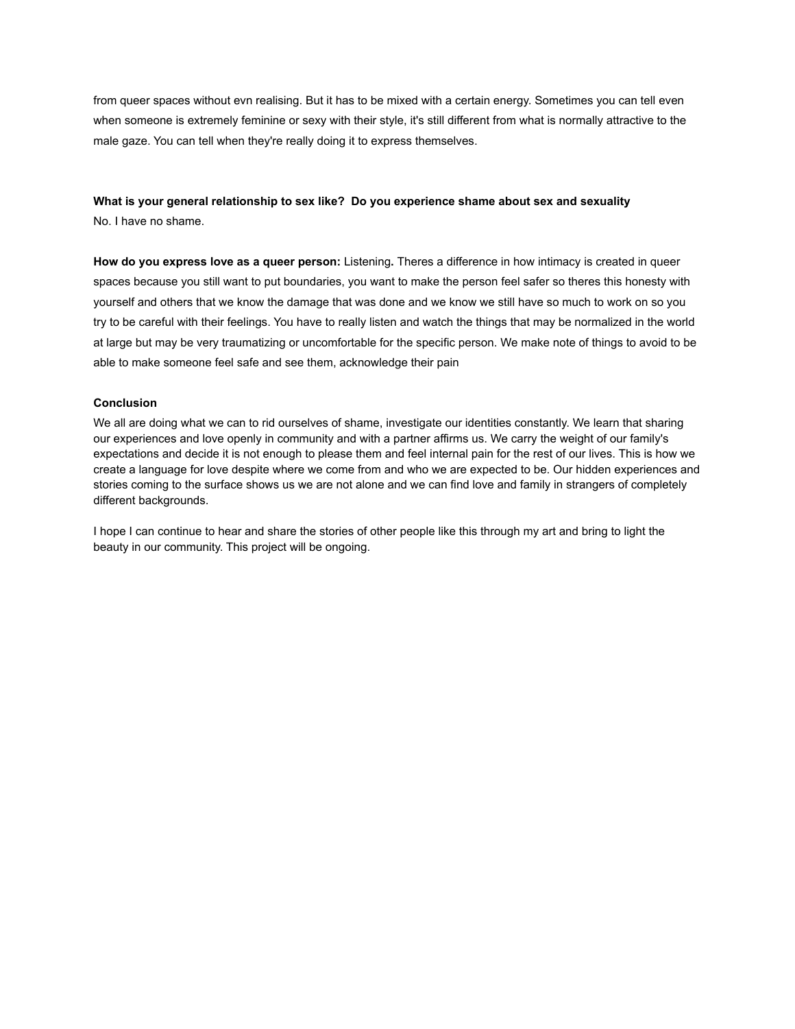from queer spaces without evn realising. But it has to be mixed with a certain energy. Sometimes you can tell even when someone is extremely feminine or sexy with their style, it's still different from what is normally attractive to the male gaze. You can tell when they're really doing it to express themselves.

**What is your general relationship to sex like? Do you experience shame about sex and sexuality**
No. I have no shame.

**How do you express love as a queer person:** Listening**.** Theres a difference in how intimacy is created in queer spaces because you still want to put boundaries, you want to make the person feel safer so theres this honesty with yourself and others that we know the damage that was done and we know we still have so much to work on so you try to be careful with their feelings. You have to really listen and watch the things that may be normalized in the world at large but may be very traumatizing or uncomfortable for the specific person. We make note of things to avoid to be able to make someone feel safe and see them, acknowledge their pain

**Conclusion**

We all are doing what we can to rid ourselves of shame, investigate our identities constantly. We learn that sharing our experiences and love openly in community and with a partner affirms us. We carry the weight of our family's expectations and decide it is not enough to please them and feel internal pain for the rest of our lives. This is how we create a language for love despite where we come from and who we are expected to be. Our hidden experiences and stories coming to the surface shows us we are not alone and we can find love and family in strangers of completely different backgrounds.

I hope I can continue to hear and share the stories of other people like this through my art and bring to light the beauty in our community. This project will be ongoing.